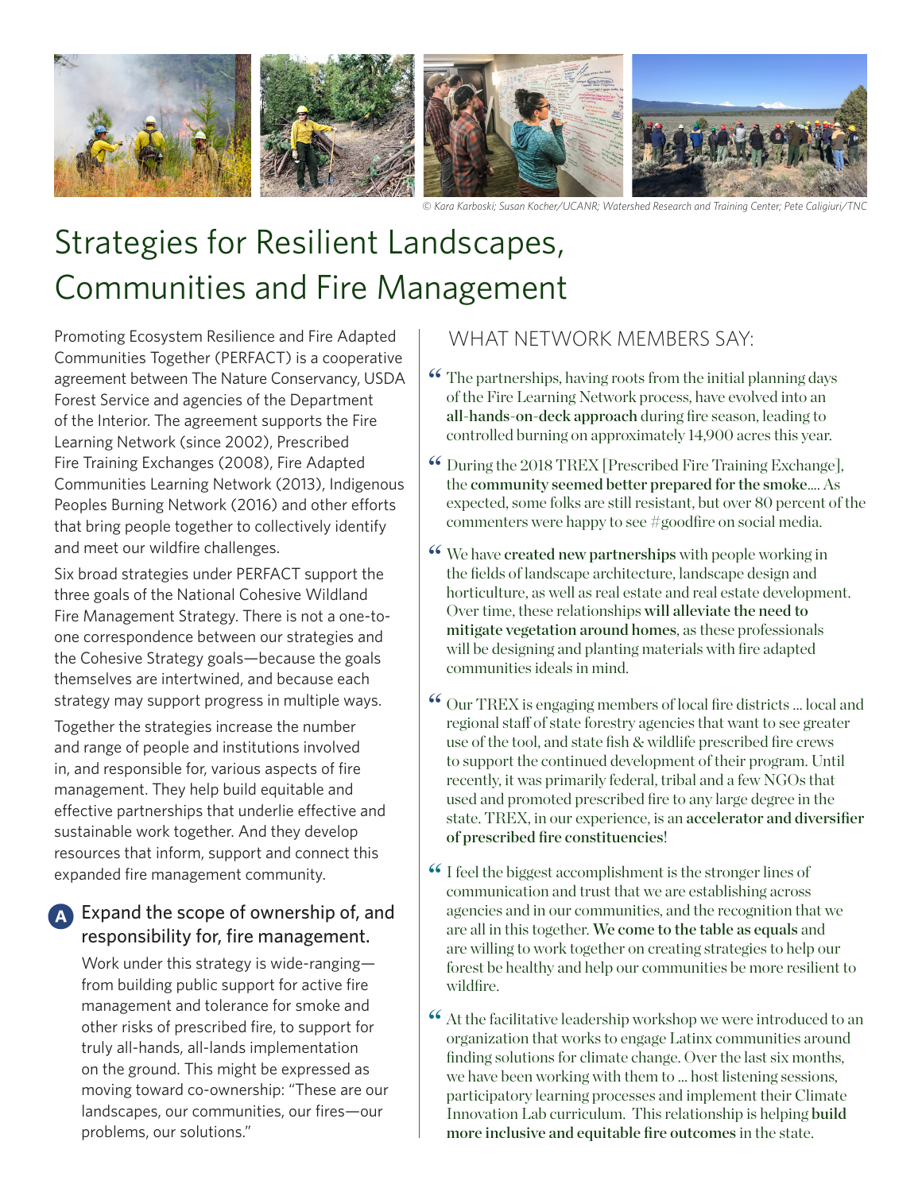© Kara Karboski; Susan Kocher/UCANR; Watershed Research and Training Center; Pete Caligiuri/TNC

# Strategies for Resilient Landscapes, Communities and Fire Management

Promoting Ecosystem Resilience and Fire Adapted Communities Together (PERFACT) is a cooperative agreement between The Nature Conservancy, USDA Forest Service and agencies of the Department of the Interior. The agreement supports the Fire Learning Network (since 2002), Prescribed Fire Training Exchanges (2008), Fire Adapted Communities Learning Network (2013), Indigenous Peoples Burning Network (2016) and other efforts that bring people together to collectively identify and meet our wildfire challenges.

Six broad strategies under PERFACT support the three goals of the National Cohesive Wildland Fire Management Strategy. There is not a one-to-one correspondence between our strategies and the Cohesive Strategy goals—because the goals themselves are intertwined, and because each strategy may support progress in multiple ways.

Together the strategies increase the number and range of people and institutions involved in, and responsible for, various aspects of fire management. They help build equitable and effective partnerships that underlie effective and sustainable work together. And they develop resources that inform, support and connect this expanded fire management community.

### A Expand the scope of ownership of, and responsibility for, fire management.

Work under this strategy is wide-ranging—from building public support for active fire management and tolerance for smoke and other risks of prescribed fire, to support for truly all-hands, all-lands implementation on the ground. This might be expressed as moving toward co-ownership: "These are our landscapes, our communities, our fires—our problems, our solutions."

## WHAT NETWORK MEMBERS SAY:

" The partnerships, having roots from the initial planning days of the Fire Learning Network process, have evolved into an **all-hands-on-deck approach** during fire season, leading to controlled burning on approximately 14,900 acres this year.

" During the 2018 TREX [Prescribed Fire Training Exchange], the **community seemed better prepared for the smoke**.... As expected, some folks are still resistant, but over 80 percent of the commenters were happy to see #goodfire on social media.

" We have **created new partnerships** with people working in the fields of landscape architecture, landscape design and horticulture, as well as real estate and real estate development. Over time, these relationships **will alleviate the need to mitigate vegetation around homes**, as these professionals will be designing and planting materials with fire adapted communities ideals in mind.

" Our TREX is engaging members of local fire districts ... local and regional staff of state forestry agencies that want to see greater use of the tool, and state fish & wildlife prescribed fire crews to support the continued development of their program. Until recently, it was primarily federal, tribal and a few NGOs that used and promoted prescribed fire to any large degree in the state. TREX, in our experience, is an **accelerator and diversifier of prescribed fire constituencies**!

" I feel the biggest accomplishment is the stronger lines of communication and trust that we are establishing across agencies and in our communities, and the recognition that we are all in this together. **We come to the table as equals** and are willing to work together on creating strategies to help our forest be healthy and help our communities be more resilient to wildfire.

" At the facilitative leadership workshop we were introduced to an organization that works to engage Latinx communities around finding solutions for climate change. Over the last six months, we have been working with them to ... host listening sessions, participatory learning processes and implement their Climate Innovation Lab curriculum. This relationship is helping **build more inclusive and equitable fire outcomes** in the state.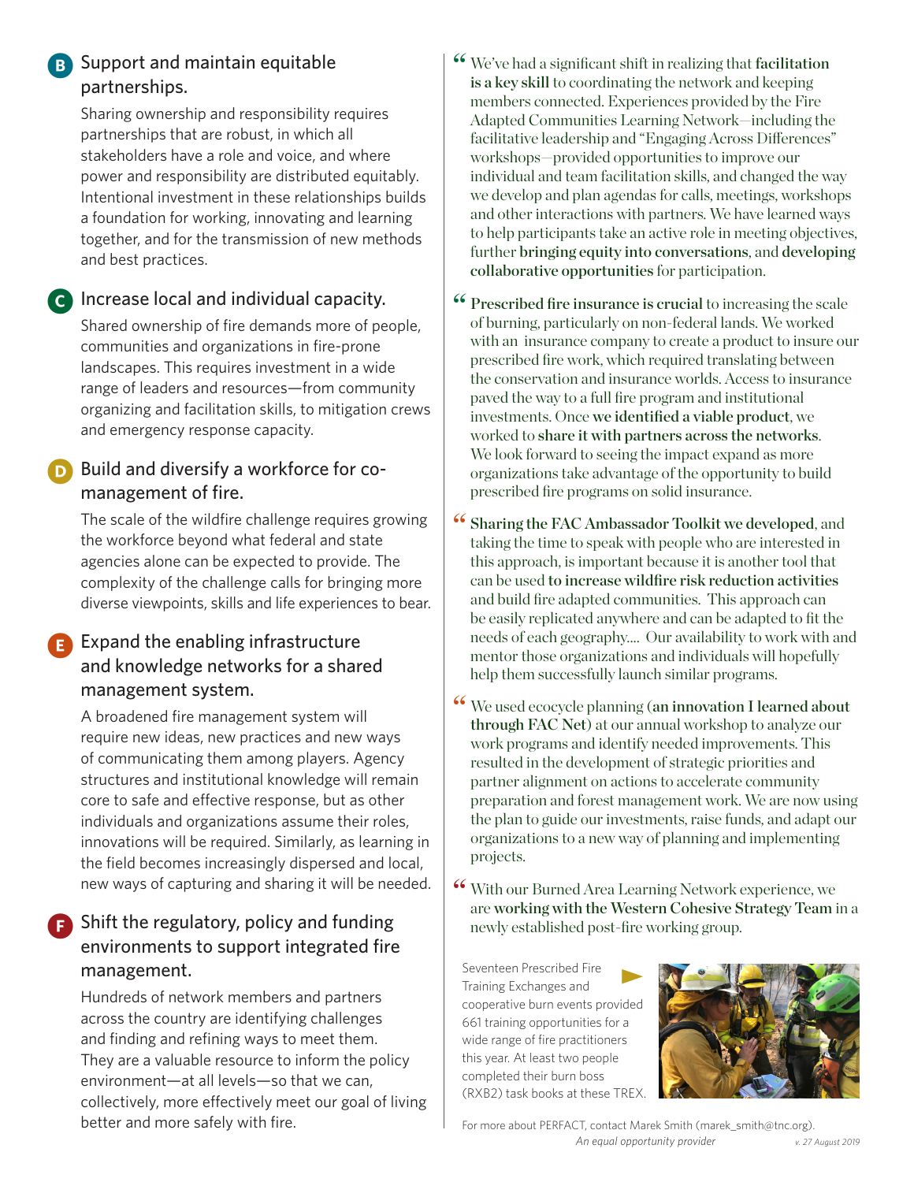## B Support and maintain equitable partnerships.

Sharing ownership and responsibility requires partnerships that are robust, in which all stakeholders have a role and voice, and where power and responsibility are distributed equitably. Intentional investment in these relationships builds a foundation for working, innovating and learning together, and for the transmission of new methods and best practices.

## C Increase local and individual capacity.

Shared ownership of fire demands more of people, communities and organizations in fire-prone landscapes. This requires investment in a wide range of leaders and resources—from community organizing and facilitation skills, to mitigation crews and emergency response capacity.

## D Build and diversify a workforce for co-management of fire.

The scale of the wildfire challenge requires growing the workforce beyond what federal and state agencies alone can be expected to provide. The complexity of the challenge calls for bringing more diverse viewpoints, skills and life experiences to bear.

## E Expand the enabling infrastructure and knowledge networks for a shared management system.

A broadened fire management system will require new ideas, new practices and new ways of communicating them among players. Agency structures and institutional knowledge will remain core to safe and effective response, but as other individuals and organizations assume their roles, innovations will be required. Similarly, as learning in the field becomes increasingly dispersed and local, new ways of capturing and sharing it will be needed.

## F Shift the regulatory, policy and funding environments to support integrated fire management.

Hundreds of network members and partners across the country are identifying challenges and finding and refining ways to meet them. They are a valuable resource to inform the policy environment—at all levels—so that we can, collectively, more effectively meet our goal of living better and more safely with fire.

> “We’ve had a significant shift in realizing that **facilitation is a key skill** to coordinating the network and keeping members connected. Experiences provided by the Fire Adapted Communities Learning Network—including the facilitative leadership and “Engaging Across Differences” workshops—provided opportunities to improve our individual and team facilitation skills, and changed the way we develop and plan agendas for calls, meetings, workshops and other interactions with partners. We have learned ways to help participants take an active role in meeting objectives, further **bringing equity into conversations**, and **developing collaborative opportunities** for participation.

> “**Prescribed fire insurance is crucial** to increasing the scale of burning, particularly on non-federal lands. We worked with an insurance company to create a product to insure our prescribed fire work, which required translating between the conservation and insurance worlds. Access to insurance paved the way to a full fire program and institutional investments. Once **we identified a viable product**, we worked to **share it with partners across the networks**. We look forward to seeing the impact expand as more organizations take advantage of the opportunity to build prescribed fire programs on solid insurance.

> “**Sharing the FAC Ambassador Toolkit we developed**, and taking the time to speak with people who are interested in this approach, is important because it is another tool that can be used **to increase wildfire risk reduction activities** and build fire adapted communities. This approach can be easily replicated anywhere and can be adapted to fit the needs of each geography.... Our availability to work with and mentor those organizations and individuals will hopefully help them successfully launch similar programs.

> “We used ecocycle planning (**an innovation I learned about through FAC Net**) at our annual workshop to analyze our work programs and identify needed improvements. This resulted in the development of strategic priorities and partner alignment on actions to accelerate community preparation and forest management work. We are now using the plan to guide our investments, raise funds, and adapt our organizations to a new way of planning and implementing projects.

> “With our Burned Area Learning Network experience, we are **working with the Western Cohesive Strategy Team** in a newly established post-fire working group.

Seventeen Prescribed Fire Training Exchanges and cooperative burn events provided 661 training opportunities for a wide range of fire practitioners this year. At least two people completed their burn boss (RXB2) task books at these TREX.

For more about PERFACT, contact Marek Smith (marek_smith@tnc.org).

*An equal opportunity provider*

*v. 27 August 2019*